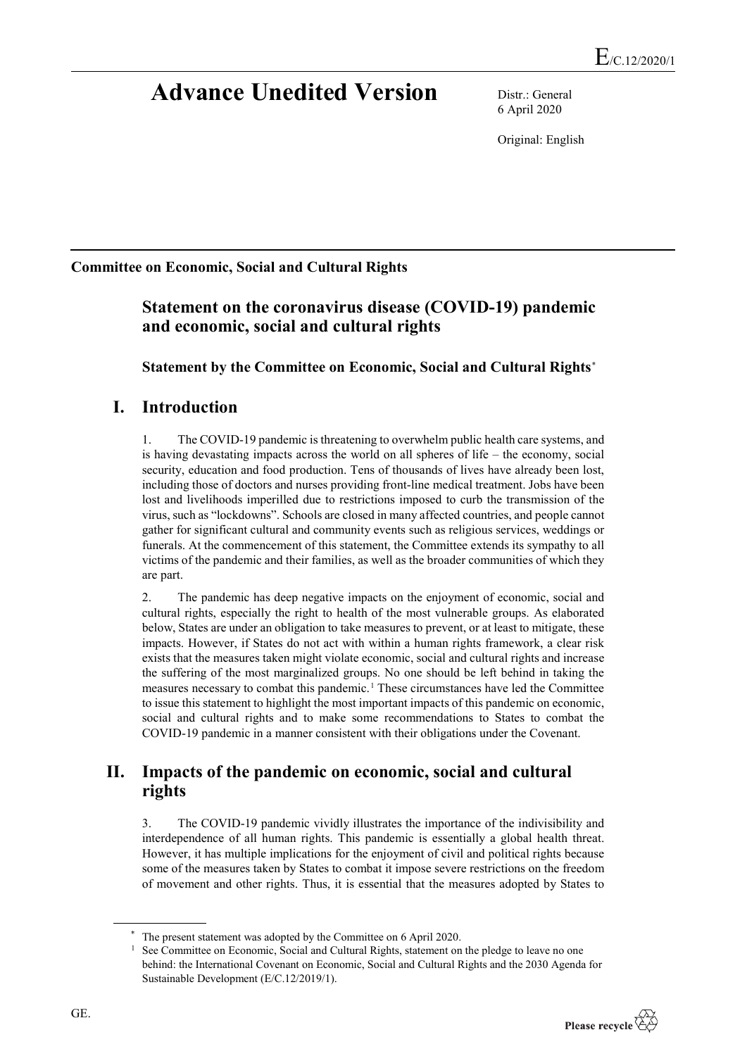E/C.12/2020/1

# Advance Unedited Version

Distr.: General
6 April 2020

Original: English

**Committee on Economic, Social and Cultural Rights**

## Statement on the coronavirus disease (COVID-19) pandemic and economic, social and cultural rights

**Statement by the Committee on Economic, Social and Cultural Rights**[*]

## I. Introduction

1. The COVID-19 pandemic is threatening to overwhelm public health care systems, and is having devastating impacts across the world on all spheres of life – the economy, social security, education and food production. Tens of thousands of lives have already been lost, including those of doctors and nurses providing front-line medical treatment. Jobs have been lost and livelihoods imperilled due to restrictions imposed to curb the transmission of the virus, such as "lockdowns". Schools are closed in many affected countries, and people cannot gather for significant cultural and community events such as religious services, weddings or funerals. At the commencement of this statement, the Committee extends its sympathy to all victims of the pandemic and their families, as well as the broader communities of which they are part.

2. The pandemic has deep negative impacts on the enjoyment of economic, social and cultural rights, especially the right to health of the most vulnerable groups. As elaborated below, States are under an obligation to take measures to prevent, or at least to mitigate, these impacts. However, if States do not act with within a human rights framework, a clear risk exists that the measures taken might violate economic, social and cultural rights and increase the suffering of the most marginalized groups. No one should be left behind in taking the measures necessary to combat this pandemic.[1] These circumstances have led the Committee to issue this statement to highlight the most important impacts of this pandemic on economic, social and cultural rights and to make some recommendations to States to combat the COVID-19 pandemic in a manner consistent with their obligations under the Covenant.

## II. Impacts of the pandemic on economic, social and cultural rights

3. The COVID-19 pandemic vividly illustrates the importance of the indivisibility and interdependence of all human rights. This pandemic is essentially a global health threat. However, it has multiple implications for the enjoyment of civil and political rights because some of the measures taken by States to combat it impose severe restrictions on the freedom of movement and other rights. Thus, it is essential that the measures adopted by States to

---

[*] The present statement was adopted by the Committee on 6 April 2020.

[1] See Committee on Economic, Social and Cultural Rights, statement on the pledge to leave no one behind: the International Covenant on Economic, Social and Cultural Rights and the 2030 Agenda for Sustainable Development (E/C.12/2019/1).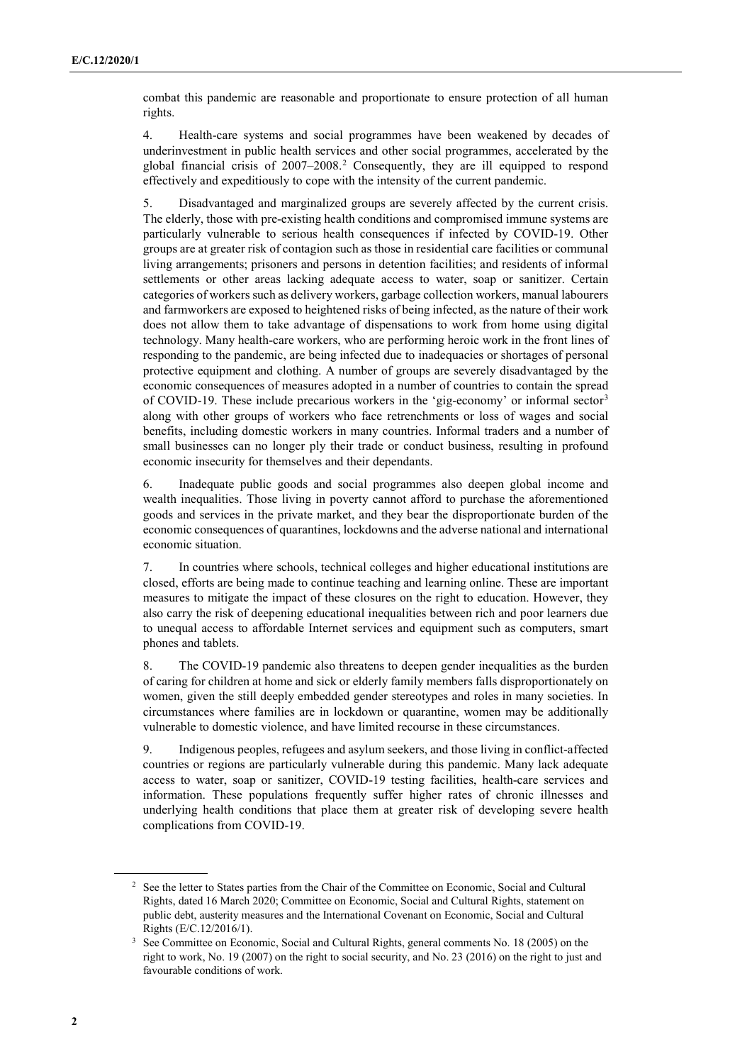combat this pandemic are reasonable and proportionate to ensure protection of all human rights.

4. Health-care systems and social programmes have been weakened by decades of underinvestment in public health services and other social programmes, accelerated by the global financial crisis of 2007–2008.[2] Consequently, they are ill equipped to respond effectively and expeditiously to cope with the intensity of the current pandemic.

5. Disadvantaged and marginalized groups are severely affected by the current crisis. The elderly, those with pre-existing health conditions and compromised immune systems are particularly vulnerable to serious health consequences if infected by COVID-19. Other groups are at greater risk of contagion such as those in residential care facilities or communal living arrangements; prisoners and persons in detention facilities; and residents of informal settlements or other areas lacking adequate access to water, soap or sanitizer. Certain categories of workers such as delivery workers, garbage collection workers, manual labourers and farmworkers are exposed to heightened risks of being infected, as the nature of their work does not allow them to take advantage of dispensations to work from home using digital technology. Many health-care workers, who are performing heroic work in the front lines of responding to the pandemic, are being infected due to inadequacies or shortages of personal protective equipment and clothing. A number of groups are severely disadvantaged by the economic consequences of measures adopted in a number of countries to contain the spread of COVID-19. These include precarious workers in the 'gig-economy' or informal sector[3] along with other groups of workers who face retrenchments or loss of wages and social benefits, including domestic workers in many countries. Informal traders and a number of small businesses can no longer ply their trade or conduct business, resulting in profound economic insecurity for themselves and their dependants.

6. Inadequate public goods and social programmes also deepen global income and wealth inequalities. Those living in poverty cannot afford to purchase the aforementioned goods and services in the private market, and they bear the disproportionate burden of the economic consequences of quarantines, lockdowns and the adverse national and international economic situation.

7. In countries where schools, technical colleges and higher educational institutions are closed, efforts are being made to continue teaching and learning online. These are important measures to mitigate the impact of these closures on the right to education. However, they also carry the risk of deepening educational inequalities between rich and poor learners due to unequal access to affordable Internet services and equipment such as computers, smart phones and tablets.

8. The COVID-19 pandemic also threatens to deepen gender inequalities as the burden of caring for children at home and sick or elderly family members falls disproportionately on women, given the still deeply embedded gender stereotypes and roles in many societies. In circumstances where families are in lockdown or quarantine, women may be additionally vulnerable to domestic violence, and have limited recourse in these circumstances.

9. Indigenous peoples, refugees and asylum seekers, and those living in conflict-affected countries or regions are particularly vulnerable during this pandemic. Many lack adequate access to water, soap or sanitizer, COVID-19 testing facilities, health-care services and information. These populations frequently suffer higher rates of chronic illnesses and underlying health conditions that place them at greater risk of developing severe health complications from COVID-19.

---

[2] See the letter to States parties from the Chair of the Committee on Economic, Social and Cultural Rights, dated 16 March 2020; Committee on Economic, Social and Cultural Rights, statement on public debt, austerity measures and the International Covenant on Economic, Social and Cultural Rights (E/C.12/2016/1).

[3] See Committee on Economic, Social and Cultural Rights, general comments No. 18 (2005) on the right to work, No. 19 (2007) on the right to social security, and No. 23 (2016) on the right to just and favourable conditions of work.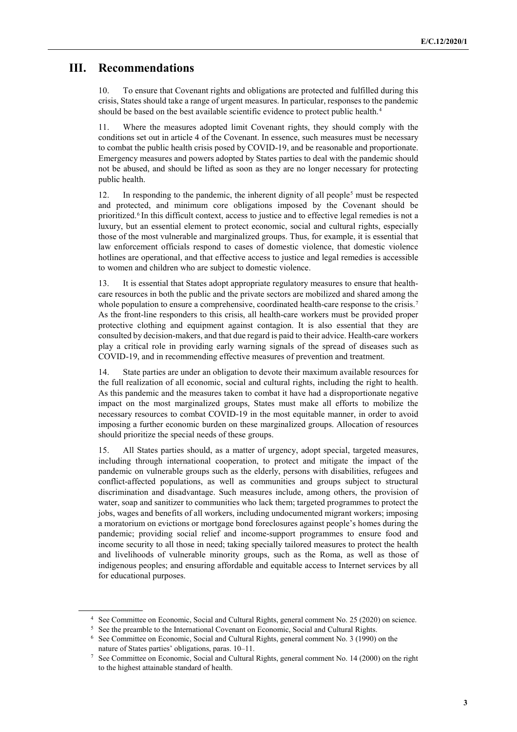## III. Recommendations

10. To ensure that Covenant rights and obligations are protected and fulfilled during this crisis, States should take a range of urgent measures. In particular, responses to the pandemic should be based on the best available scientific evidence to protect public health.[4]

11. Where the measures adopted limit Covenant rights, they should comply with the conditions set out in article 4 of the Covenant. In essence, such measures must be necessary to combat the public health crisis posed by COVID-19, and be reasonable and proportionate. Emergency measures and powers adopted by States parties to deal with the pandemic should not be abused, and should be lifted as soon as they are no longer necessary for protecting public health.

12. In responding to the pandemic, the inherent dignity of all people[5] must be respected and protected, and minimum core obligations imposed by the Covenant should be prioritized.[6] In this difficult context, access to justice and to effective legal remedies is not a luxury, but an essential element to protect economic, social and cultural rights, especially those of the most vulnerable and marginalized groups. Thus, for example, it is essential that law enforcement officials respond to cases of domestic violence, that domestic violence hotlines are operational, and that effective access to justice and legal remedies is accessible to women and children who are subject to domestic violence.

13. It is essential that States adopt appropriate regulatory measures to ensure that health-care resources in both the public and the private sectors are mobilized and shared among the whole population to ensure a comprehensive, coordinated health-care response to the crisis.[7] As the front-line responders to this crisis, all health-care workers must be provided proper protective clothing and equipment against contagion. It is also essential that they are consulted by decision-makers, and that due regard is paid to their advice. Health-care workers play a critical role in providing early warning signals of the spread of diseases such as COVID-19, and in recommending effective measures of prevention and treatment.

14. State parties are under an obligation to devote their maximum available resources for the full realization of all economic, social and cultural rights, including the right to health. As this pandemic and the measures taken to combat it have had a disproportionate negative impact on the most marginalized groups, States must make all efforts to mobilize the necessary resources to combat COVID-19 in the most equitable manner, in order to avoid imposing a further economic burden on these marginalized groups. Allocation of resources should prioritize the special needs of these groups.

15. All States parties should, as a matter of urgency, adopt special, targeted measures, including through international cooperation, to protect and mitigate the impact of the pandemic on vulnerable groups such as the elderly, persons with disabilities, refugees and conflict-affected populations, as well as communities and groups subject to structural discrimination and disadvantage. Such measures include, among others, the provision of water, soap and sanitizer to communities who lack them; targeted programmes to protect the jobs, wages and benefits of all workers, including undocumented migrant workers; imposing a moratorium on evictions or mortgage bond foreclosures against people's homes during the pandemic; providing social relief and income-support programmes to ensure food and income security to all those in need; taking specially tailored measures to protect the health and livelihoods of vulnerable minority groups, such as the Roma, as well as those of indigenous peoples; and ensuring affordable and equitable access to Internet services by all for educational purposes.

---

[4] See Committee on Economic, Social and Cultural Rights, general comment No. 25 (2020) on science.

[5] See the preamble to the International Covenant on Economic, Social and Cultural Rights.

[6] See Committee on Economic, Social and Cultural Rights, general comment No. 3 (1990) on the nature of States parties' obligations, paras. 10–11.

[7] See Committee on Economic, Social and Cultural Rights, general comment No. 14 (2000) on the right to the highest attainable standard of health.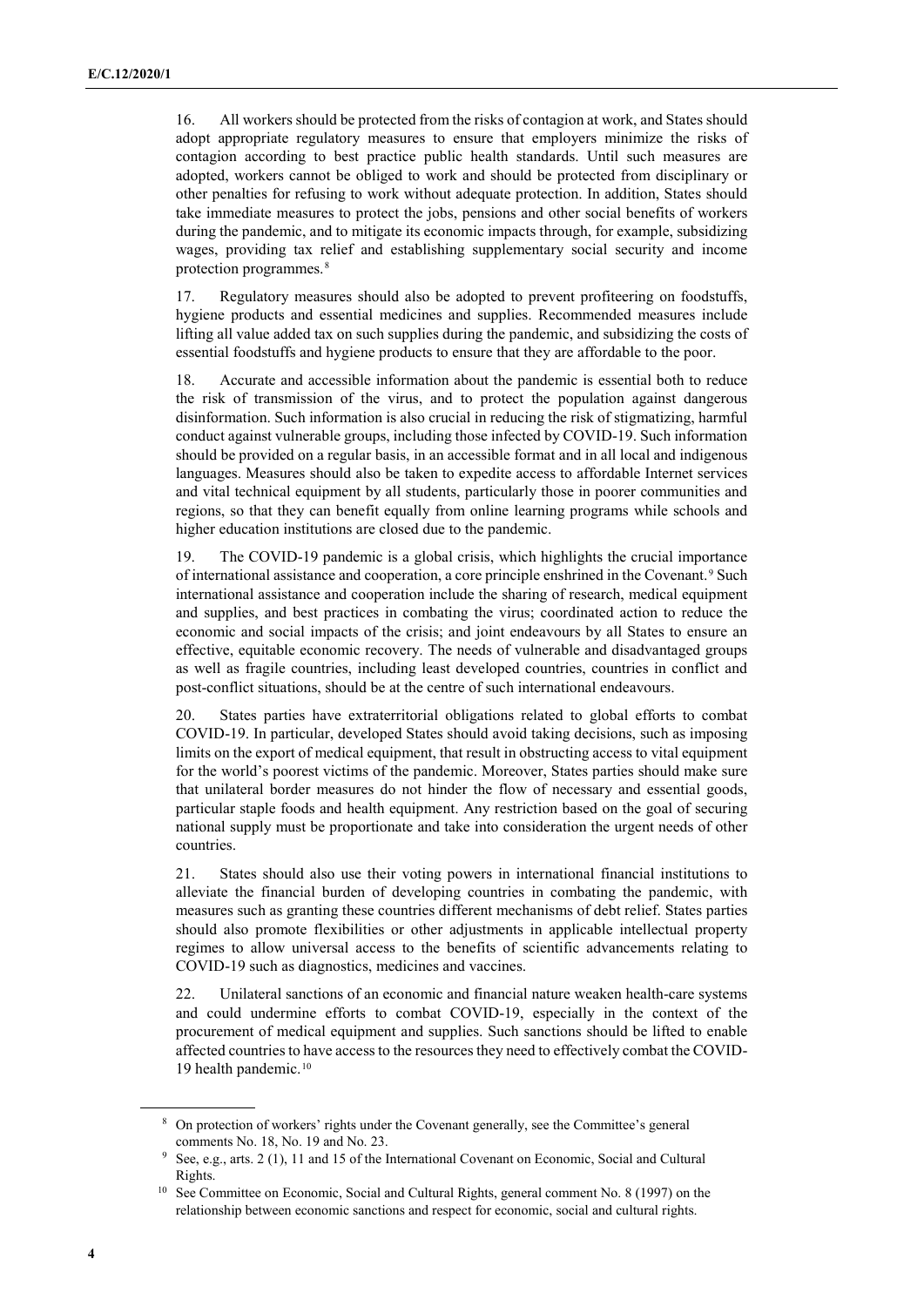16. All workers should be protected from the risks of contagion at work, and States should adopt appropriate regulatory measures to ensure that employers minimize the risks of contagion according to best practice public health standards. Until such measures are adopted, workers cannot be obliged to work and should be protected from disciplinary or other penalties for refusing to work without adequate protection. In addition, States should take immediate measures to protect the jobs, pensions and other social benefits of workers during the pandemic, and to mitigate its economic impacts through, for example, subsidizing wages, providing tax relief and establishing supplementary social security and income protection programmes.[8]

17. Regulatory measures should also be adopted to prevent profiteering on foodstuffs, hygiene products and essential medicines and supplies. Recommended measures include lifting all value added tax on such supplies during the pandemic, and subsidizing the costs of essential foodstuffs and hygiene products to ensure that they are affordable to the poor.

18. Accurate and accessible information about the pandemic is essential both to reduce the risk of transmission of the virus, and to protect the population against dangerous disinformation. Such information is also crucial in reducing the risk of stigmatizing, harmful conduct against vulnerable groups, including those infected by COVID-19. Such information should be provided on a regular basis, in an accessible format and in all local and indigenous languages. Measures should also be taken to expedite access to affordable Internet services and vital technical equipment by all students, particularly those in poorer communities and regions, so that they can benefit equally from online learning programs while schools and higher education institutions are closed due to the pandemic.

19. The COVID-19 pandemic is a global crisis, which highlights the crucial importance of international assistance and cooperation, a core principle enshrined in the Covenant.[9] Such international assistance and cooperation include the sharing of research, medical equipment and supplies, and best practices in combating the virus; coordinated action to reduce the economic and social impacts of the crisis; and joint endeavours by all States to ensure an effective, equitable economic recovery. The needs of vulnerable and disadvantaged groups as well as fragile countries, including least developed countries, countries in conflict and post-conflict situations, should be at the centre of such international endeavours.

20. States parties have extraterritorial obligations related to global efforts to combat COVID-19. In particular, developed States should avoid taking decisions, such as imposing limits on the export of medical equipment, that result in obstructing access to vital equipment for the world's poorest victims of the pandemic. Moreover, States parties should make sure that unilateral border measures do not hinder the flow of necessary and essential goods, particular staple foods and health equipment. Any restriction based on the goal of securing national supply must be proportionate and take into consideration the urgent needs of other countries.

21. States should also use their voting powers in international financial institutions to alleviate the financial burden of developing countries in combating the pandemic, with measures such as granting these countries different mechanisms of debt relief. States parties should also promote flexibilities or other adjustments in applicable intellectual property regimes to allow universal access to the benefits of scientific advancements relating to COVID-19 such as diagnostics, medicines and vaccines.

22. Unilateral sanctions of an economic and financial nature weaken health-care systems and could undermine efforts to combat COVID-19, especially in the context of the procurement of medical equipment and supplies. Such sanctions should be lifted to enable affected countries to have access to the resources they need to effectively combat the COVID-19 health pandemic.[10]

---

[8] On protection of workers' rights under the Covenant generally, see the Committee's general comments No. 18, No. 19 and No. 23.

[9] See, e.g., arts. 2 (1), 11 and 15 of the International Covenant on Economic, Social and Cultural Rights.

[10] See Committee on Economic, Social and Cultural Rights, general comment No. 8 (1997) on the relationship between economic sanctions and respect for economic, social and cultural rights.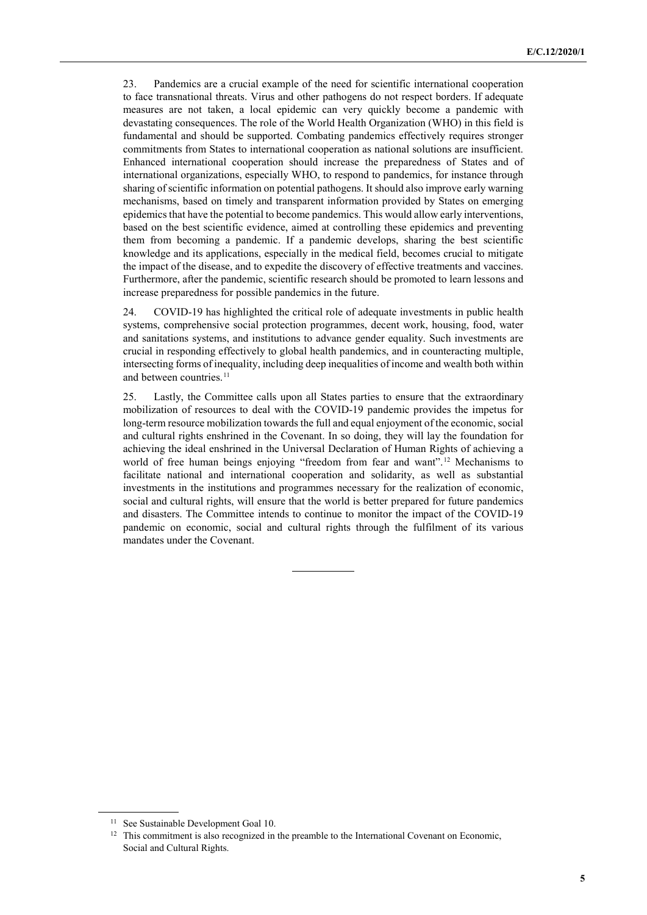23. Pandemics are a crucial example of the need for scientific international cooperation to face transnational threats. Virus and other pathogens do not respect borders. If adequate measures are not taken, a local epidemic can very quickly become a pandemic with devastating consequences. The role of the World Health Organization (WHO) in this field is fundamental and should be supported. Combating pandemics effectively requires stronger commitments from States to international cooperation as national solutions are insufficient. Enhanced international cooperation should increase the preparedness of States and of international organizations, especially WHO, to respond to pandemics, for instance through sharing of scientific information on potential pathogens. It should also improve early warning mechanisms, based on timely and transparent information provided by States on emerging epidemics that have the potential to become pandemics. This would allow early interventions, based on the best scientific evidence, aimed at controlling these epidemics and preventing them from becoming a pandemic. If a pandemic develops, sharing the best scientific knowledge and its applications, especially in the medical field, becomes crucial to mitigate the impact of the disease, and to expedite the discovery of effective treatments and vaccines. Furthermore, after the pandemic, scientific research should be promoted to learn lessons and increase preparedness for possible pandemics in the future.

24. COVID-19 has highlighted the critical role of adequate investments in public health systems, comprehensive social protection programmes, decent work, housing, food, water and sanitations systems, and institutions to advance gender equality. Such investments are crucial in responding effectively to global health pandemics, and in counteracting multiple, intersecting forms of inequality, including deep inequalities of income and wealth both within and between countries.[11]

25. Lastly, the Committee calls upon all States parties to ensure that the extraordinary mobilization of resources to deal with the COVID-19 pandemic provides the impetus for long-term resource mobilization towards the full and equal enjoyment of the economic, social and cultural rights enshrined in the Covenant. In so doing, they will lay the foundation for achieving the ideal enshrined in the Universal Declaration of Human Rights of achieving a world of free human beings enjoying "freedom from fear and want".[12] Mechanisms to facilitate national and international cooperation and solidarity, as well as substantial investments in the institutions and programmes necessary for the realization of economic, social and cultural rights, will ensure that the world is better prepared for future pandemics and disasters. The Committee intends to continue to monitor the impact of the COVID-19 pandemic on economic, social and cultural rights through the fulfilment of its various mandates under the Covenant.

---

[11] See Sustainable Development Goal 10.

[12] This commitment is also recognized in the preamble to the International Covenant on Economic, Social and Cultural Rights.